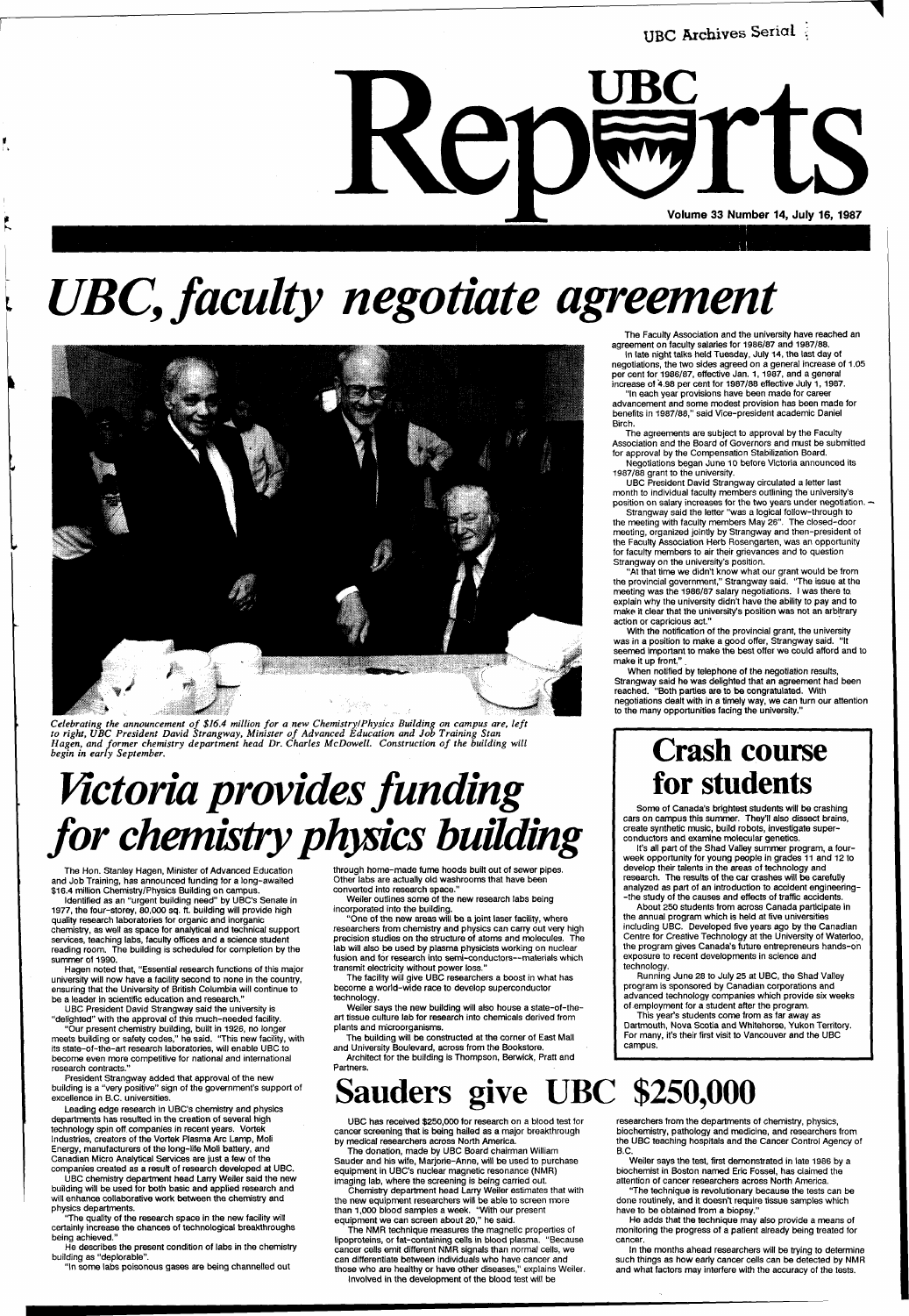UBC Archives Serial

# UBC Reports

Volume 33 Number 14, July 16, 1987

# UBC, faculty negotiate agreement

The Faculty Association and the university have reached an agreement on faculty salaries for 1986/87 and 1987/88.

In late night talks held Tuesday, July 14, the last day of negotiations, the two sides agreed on a general increase of 1.05 per cent for 1986/87, effective Jan. 1, 1987, and a general increase of 4.98 per cent for 1987/88 effective July 1, 1987.

"In each year provisions have been made for career advancement and some modest provision has been made for benefits in 1987/88," said Vice-president academic Daniel Birch.

The agreements are subject to approval by the Faculty Association and the Board of Governors and must be submitted for approval by the Compensation Stabilization Board.

Negotiations began June 10 before Victoria announced its 1987/88 grant to the university.

UBC President David Strangway circulated a letter last month to individual faculty members outlining the university's position on salary increases for the two years under negotiation.

Strangway said the letter "was a logical follow-through to the meeting with faculty members May 26". The closed-door meeting, organized jointly by Strangway and then-president of the Faculty Association Herb Rosengarten, was an opportunity for faculty members to air their grievances and to question Strangway on the university's position.

"At that time we didn't know what our grant would be from the provincial government," Strangway said. "The issue at the meeting was the 1986/87 salary negotiations. I was there to explain why the university didn't have the ability to pay and to make it clear that the university's position was not an arbitrary action or capricious act."

With the notification of the provincial grant, the university was in a position to make a good offer, Strangway said. "It seemed important to make the best offer we could afford and to make it up front."

When notified by telephone of the negotiation results, Strangway said he was delighted that an agreement had been reached. "Both parties are to be congratulated. With negotiations dealt with in a timely way, we can turn our attention to the many opportunities facing the university."

*Celebrating the announcement of $16.4 million for a new Chemistry/Physics Building on campus are, left to right, UBC President David Strangway, Minister of Advanced Education and Job Training Stan Hagen, and former chemistry department head Dr. Charles McDowell. Construction of the building will begin in early September.*

# Victoria provides funding for chemistry physics building

The Hon. Stanley Hagen, Minister of Advanced Education and Job Training, has announced funding for a long-awaited $16.4 million Chemistry/Physics Building on campus.

Identified as an "urgent building need" by UBC's Senate in 1977, the four-storey, 80,000 sq. ft. building will provide high quality research laboratories for organic and inorganic chemistry, as well as space for analytical and technical support services, teaching labs, faculty offices and a science student reading room. The building is scheduled for completion by the summer of 1990.

Hagen noted that, "Essential research functions of this major university will now have a facility second to none in the country, ensuring that the University of British Columbia will continue to be a leader in scientific education and research."

UBC President David Strangway said the university is "delighted" with the approval of this much-needed facility.

"Our present chemistry building, built in 1926, no longer meets building or safety codes," he said. "This new facility, with its state-of-the-art research laboratories, will enable UBC to become even more competitive for national and international research contracts."

President Strangway added that approval of the new building is a "very positive" sign of the government's support of excellence in B.C. universities.

Leading edge research in UBC's chemistry and physics departments has resulted in the creation of several high technology spin off companies in recent years. Vortek Industries, creators of the Vortek Plasma Arc Lamp, Moli Energy, manufacturers of the long-life Moli battery, and Canadian Micro Analytical Services are just a few of the companies created as a result of research developed at UBC.

UBC chemistry department head Larry Weiler said the new building will be used for both basic and applied research and will enhance collaborative work between the chemistry and physics departments.

"The quality of the research space in the new facility will certainly increase the chances of technological breakthroughs being achieved."

He describes the present condition of labs in the chemistry building as "deplorable".

"In some labs poisonous gases are being channelled out through home-made fume hoods built out of sewer pipes. Other labs are actually old washrooms that have been converted into research space."

Weiler outlines some of the new research labs being incorporated into the building.

"One of the new areas will be a joint laser facility, where researchers from chemistry and physics can carry out very high precision studies on the structure of atoms and molecules. The lab will also be used by plasma physicists working on nuclear fusion and for research into semi-conductors--materials which transmit electricity without power loss."

The facility will give UBC researchers a boost in what has become a world-wide race to develop superconductor technology.

Weiler says the new building will also house a state-of-the-art tissue culture lab for research into chemicals derived from plants and microorganisms.

The building will be constructed at the corner of East Mall and University Boulevard, across from the Bookstore.

Architect for the building is Thompson, Berwick, Pratt and Partners.

# Crash course for students

Some of Canada's brightest students will be crashing cars on campus this summer. They'll also dissect brains, create synthetic music, build robots, investigate super-conductors and examine molecular genetics.

It's all part of the Shad Valley summer program, a four-week opportunity for young people in grades 11 and 12 to develop their talents in the areas of technology and research. The results of the car crashes will be carefully analyzed as part of an introduction to accident engineering--the study of the causes and effects of traffic accidents.

About 250 students from across Canada participate in the annual program which is held at five universities including UBC. Developed five years ago by the Canadian Centre for Creative Technology at the University of Waterloo, the program gives Canada's future entrepreneurs hands-on exposure to recent developments in science and technology.

Running June 28 to July 25 at UBC, the Shad Valley program is sponsored by Canadian corporations and advanced technology companies which provide six weeks of employment for a student after the program.

This year's students come from as far away as Dartmouth, Nova Scotia and Whitehorse, Yukon Territory. For many, it's their first visit to Vancouver and the UBC campus.

# Sauders give UBC $250,000

UBC has received $250,000 for research on a blood test for cancer screening that is being hailed as a major breakthrough by medical researchers across North America.

The donation, made by UBC Board chairman William Sauder and his wife, Marjorie-Anne, will be used to purchase equipment in UBC's nuclear magnetic resonance (NMR) imaging lab, where the screening is being carried out.

Chemistry department head Larry Weiler estimates that with the new equipment researchers will be able to screen more than 1,000 blood samples a week. "With our present equipment we can screen about 20," he said.

The NMR technique measures the magnetic properties of lipoproteins, or fat-containing cells in blood plasma. "Because cancer cells emit different NMR signals than normal cells, we can differentiate between individuals who have cancer and those who are healthy or have other diseases," explains Weiler.

Involved in the development of the blood test will be researchers from the departments of chemistry, physics, biochemistry, pathology and medicine, and researchers from the UBC teaching hospitals and the Cancer Control Agency of B.C.

Weiler says the test, first demonstrated in late 1986 by a biochemist in Boston named Eric Fossel, has claimed the attention of cancer researchers across North America.

"The technique is revolutionary because the tests can be done routinely, and it doesn't require tissue samples which have to be obtained from a biopsy."

He adds that the technique may also provide a means of monitoring the progress of a patient already being treated for cancer.

In the months ahead researchers will be trying to determine such things as how early cancer cells can be detected by NMR and what factors may interfere with the accuracy of the tests.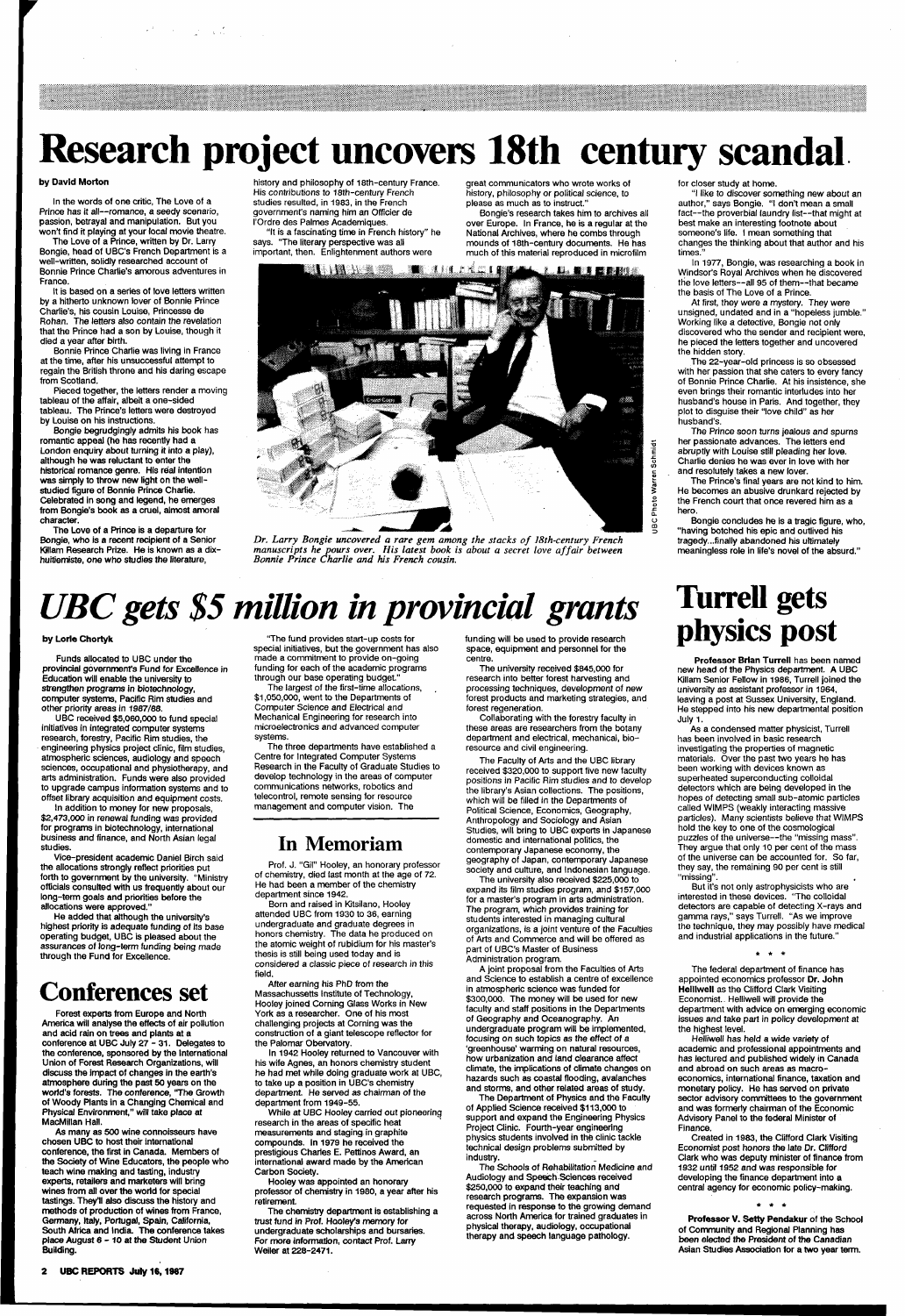# Research project uncovers 18th century scandal

**by David Morton**

In the words of one critic, The Love of a Prince has it all--romance, a seedy scenario, passion, betrayal and manipulation. But you won't find it playing at your local movie theatre.

The Love of a Prince, written by Dr. Larry Bongie, head of UBC's French Department is a well-written, solidly researched account of Bonnie Prince Charlie's amorous adventures in France.

It is based on a series of love letters written by a hitherto unknown lover of Bonnie Prince Charlie's, his cousin Louise, Princesse de Rohan. The letters also contain the revelation that the Prince had a son by Louise, though it died a year after birth.

Bonnie Prince Charlie was living in France at the time, after his unsuccessful attempt to regain the British throne and his daring escape from Scotland.

Pieced together, the letters render a moving tableau of the affair, albeit a one-sided tableau. The Prince's letters were destroyed by Louise on his instructions.

Bongie begrudgingly admits his book has romantic appeal (he has recently had a London enquiry about turning it into a play), although he was reluctant to enter the historical romance genre. His real intention was simply to throw new light on the well-studied figure of Bonnie Prince Charlie. Celebrated in song and legend, he emerges from Bongie's book as a cruel, almost amoral character.

The Love of a Prince is a departure for Bongie, who is a recent recipient of a Senior Killam Research Prize. He is known as a dix-huitiemiste, one who studies the literature, history and philosophy of 18th-century France. His contributions to 18th-century French studies resulted, in 1983, in the French government's naming him an Officier de l'Ordre des Palmes Academiques.

"It is a fascinating time in French history" he says. "The literary perspective was all important, then. Enlightenment authors were great communicators who wrote works of history, philosophy or political science, to please as much as to instruct."

Bongie's research takes him to archives all over Europe. In France, he is a regular at the National Archives, where he combs through mounds of 18th-century documents. He has much of this material reproduced in microfilm for closer study at home.

"I like to discover something new about an author," says Bongie. "I don't mean a small fact--the proverbial laundry list--that might at best make an interesting footnote about someone's life. I mean something that changes the thinking about that author and his times."

In 1977, Bongie, was researching a book in Windsor's Royal Archives when he discovered the love letters--all 95 of them--that became the basis of The Love of a Prince.

At first, they were a mystery. They were unsigned, undated and in a "hopeless jumble." Working like a detective, Bongie not only discovered who the sender and recipient were, he pieced the letters together and uncovered the hidden story.

The 22-year-old princess is so obsessed with her passion that she caters to every fancy of Bonnie Prince Charlie. At his insistence, she even brings their romantic interludes into her husband's house in Paris. And together, they plot to disguise their "love child" as her husband's.

The Prince soon turns jealous and spurns her passionate advances. The letters end abruptly with Louise still pleading her love. Charlie denies he was ever in love with her and resolutely takes a new lover.

The Prince's final years are not kind to him. He becomes an abusive drunkard rejected by the French court that once revered him as a hero.

Bongie concludes he is a tragic figure, who, "having botched his epic and outlived his tragedy...finally abandoned his ultimately meaningless role in life's novel of the absurd."

UBC Photo Warren Schmidt

*Dr. Larry Bongie uncovered a rare gem among the stacks of 18th-century French manuscripts he pours over. His latest book is about a secret love affair between Bonnie Prince Charlie and his French cousin.*

# *UBC gets $5 million in provincial grants*

**by Lorie Chortyk**

Funds allocated to UBC under the provincial government's Fund for Excellence in Education will enable the university to strengthen programs in biotechnology, computer systems, Pacific Rim studies and other priority areas in 1987/88.

UBC received $5,060,000 to fund special initiatives in integrated computer systems research, forestry, Pacific Rim studies, the engineering physics project clinic, film studies, atmospheric sciences, audiology and speech sciences, occupational and physiotherapy, and arts administration. Funds were also provided to upgrade campus information systems and to offset library acquisition and equipment costs.

In addition to money for new proposals, $2,473,000 in renewal funding was provided for programs in biotechnology, international business and finance, and North Asian legal studies.

Vice-president academic Daniel Birch said the allocations strongly reflect priorities put forth to government by the university. "Ministry officials consulted with us frequently about our long-term goals and priorities before the allocations were approved."

He added that although the university's highest priority is adequate funding of its base operating budget, UBC is pleased about the assurances of long-term funding being made through the Fund for Excellence.

"The fund provides start-up costs for special initiatives, but the government has also made a commitment to provide on-going funding for each of the academic programs through our base operating budget."

The largest of the first-time allocations, $1,050,000, went to the Departments of Computer Science and Electrical and Mechanical Engineering for research into microelectronics and advanced computer systems.

The three departments have established a Centre for Integrated Computer Systems Research in the Faculty of Graduate Studies to develop technology in the areas of computer communications networks, robotics and telecontrol, remote sensing for resource management and computer vision. The funding will be used to provide research space, equipment and personnel for the centre.

The university received $845,000 for research into better forest harvesting and processing techniques, development of new forest products and marketing strategies, and forest regeneration.

Collaborating with the forestry faculty in these areas are researchers from the botany department and electrical, mechanical, bio-resource and civil engineering.

The Faculty of Arts and the UBC library received $320,000 to support five new faculty positions in Pacific Rim studies and to develop the library's Asian collections. The positions, which will be filled in the Departments of Political Science, Economics, Geography, Anthropology and Sociology and Asian Studies, will bring to UBC experts in Japanese domestic and international politics, the contemporary Japanese economy, the geography of Japan, contemporary Japanese society and culture, and Indonesian language.

The university also received $225,000 to expand its film studies program, and $157,000 for a master's program in arts administration. The program, which provides training for students interested in managing cultural organizations, is a joint venture of the Faculties of Arts and Commerce and will be offered as part of UBC's Master of Business Administration program.

A joint proposal from the Faculties of Arts and Science to establish a centre of excellence in atmospheric science was funded for $300,000. The money will be used for new faculty and staff positions in the Departments of Geography and Oceanography. An undergraduate program will be implemented, focusing on such topics as the effect of a 'greenhouse' warming on natural resources, how urbanization and land clearance affect climate, the implications of climate changes on hazards such as coastal flooding, avalanches and storms, and other related areas of study.

The Department of Physics and the Faculty of Applied Science received $113,000 to support and expand the Engineering Physics Project Clinic. Fourth-year engineering physics students involved in the clinic tackle technical design problems submitted by industry.

The Schools of Rehabilitation Medicine and Audiology and Speech Sciences received $250,000 to expand their teaching and research programs. The expansion was requested in response to the growing demand across North America for trained graduates in physical therapy, audiology, occupational therapy and speech language pathology.

# Conferences set

Forest experts from Europe and North America will analyse the effects of air pollution and acid rain on trees and plants at a conference at UBC July 27 - 31. Delegates to the conference, sponsored by the International Union of Forest Research Organizations, will discuss the impact of changes in the earth's atmosphere during the past 50 years on the world's forests. The conference, "The Growth of Woody Plants in a Changing Chemical and Physical Environment," will take place at MacMillan Hall.

As many as 500 wine connoisseurs have chosen UBC to host their international conference, the first in Canada. Members of the Society of Wine Educators, the people who teach wine making and tasting, industry experts, retailers and marketers will bring wines from all over the world for special tastings. They'll also discuss the history and methods of production of wines from France, Germany, Italy, Portugal, Spain, California, South Africa and India. The conference takes place August 6 - 10 at the Student Union Building.

# In Memoriam

Prof. J. "Gil" Hooley, an honorary professor of chemistry, died last month at the age of 72. He had been a member of the chemistry department since 1942.

Born and raised in Kitsilano, Hooley attended UBC from 1930 to 36, earning undergraduate and graduate degrees in honors chemistry. The data he produced on the atomic weight of rubidium for his master's thesis is still being used today and is considered a classic piece of research in this field.

After earning his PhD from the Massachusetts Institute of Technology, Hooley joined Corning Glass Works in New York as a researcher. One of his most challenging projects at Corning was the construction of a giant telescope reflector for the Palomar Observatory.

In 1942 Hooley returned to Vancouver with his wife Agnes, an honors chemistry student he had met while doing graduate work at UBC, to take up a position in UBC's chemistry department. He served as chairman of the department from 1949-55.

While at UBC Hooley carried out pioneering research in the areas of specific heat measurements and staging in graphite compounds. In 1979 he received the prestigious Charles E. Pettinos Award, an international award made by the American Carbon Society.

Hooley was appointed an honorary professor of chemistry in 1980, a year after his retirement.

The chemistry department is establishing a trust fund in Prof. Hooley's memory for undergraduate scholarships and bursaries. For more information, contact Prof. Larry Weiler at 228-2471.

# Turrell gets physics post

**Professor Brian Turrell** has been named new head of the Physics department. A UBC Killam Senior Fellow in 1986, Turrell joined the university as assistant professor in 1964, leaving a post at Sussex University, England. He stepped into his new departmental position July 1.

As a condensed matter physicist, Turrell has been involved in basic research investigating the properties of magnetic materials. Over the past two years he has been working with devices known as superheated superconducting colloidal detectors which are being developed in the hopes of detecting small sub-atomic particles called WIMPS (weakly interacting massive particles). Many scientists believe that WIMPS hold the key to one of the cosmological puzzles of the universe--the "missing mass". They argue that only 10 per cent of the mass of the universe can be accounted for. So far, they say, the remaining 90 per cent is still "missing".

But it's not only astrophysicists who are interested in these devices. "The colloidal detectors are capable of detecting X-rays and gamma rays," says Turrell. "As we improve the technique, they may possibly have medical and industrial applications in the future."

\* \* \*

The federal department of finance has appointed economics professor **Dr. John Helliwell** as the Clifford Clark Visiting Economist. Helliwell will provide the department with advice on emerging economic issues and take part in policy development at the highest level.

Helliwell has held a wide variety of academic and professional appointments and has lectured and published widely in Canada and abroad on such areas as macro-economics, international finance, taxation and monetary policy. He has served on private sector advisory committees to the government and was formerly chairman of the Economic Advisory Panel to the federal Minister of Finance.

Created in 1983, the Clifford Clark Visiting Economist post honors the late Dr. Clifford Clark who was deputy minister of finance from 1932 until 1952 and was responsible for developing the finance department into a central agency for economic policy-making.

\* \* \*

**Professor V. Setty Pendakur** of the School of Community and Regional Planning has been elected the President of the Canadian Asian Studies Association for a two year term.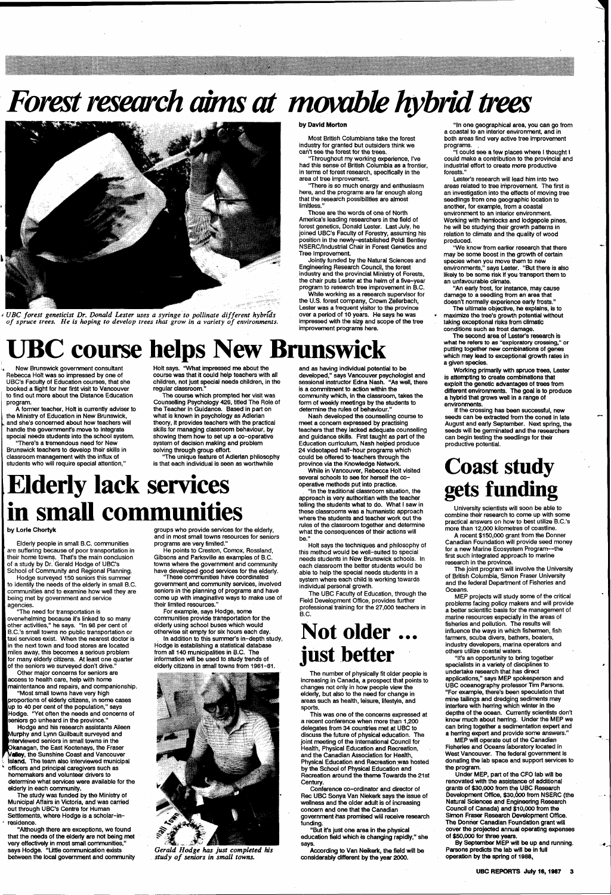# Forest research aims at movable hybrid trees

*UBC forest geneticist Dr. Donald Lester uses a syringe to pollinate different hybrids of spruce trees. He is hoping to develop trees that grow in a variety of environments.*

by David Morton

Most British Columbians take the forest industry for granted but outsiders think we can't see the forest for the trees.

"Throughout my working experience, I've had this sense of British Columbia as a frontier, in terms of forest research, specifically in the area of tree improvement.

"There is so much energy and enthusiasm here, and the programs are far enough along that the research possibilities are almost limitless."

Those are the words of one of North America's leading researchers in the field of forest genetics, Donald Lester. Last July, he joined UBC's Faculty of Forestry, assuming his position in the newly-established Poldi Bentley NSERC/Industrial Chair in Forest Genetics and Tree Improvement.

Jointly funded by the Natural Sciences and Engineering Research Council, the forest industry and the provincial Ministry of Forests, the chair puts Lester at the helm of a five-year program to research tree improvement in B.C.

While working as a research supervisor for the U.S. forest company, Crown Zellerbach, Lester was a frequent visitor to the province over a period of 10 years. He says he was impressed with the size and scope of the tree improvement programs here.

"In one geographical area, you can go from a coastal to an interior environment, and in both areas find very active tree improvement programs.

"I could see a few places where I thought I could make a contribution to the provincial and industrial effort to create more productive forests."

Lester's research will lead him into two areas related to tree improvement. The first is an investigation into the effects of moving tree seedlings from one geographic location to another, for example, from a coastal environment to an interior environment. Working with hemlocks and lodgepole pines, he will be studying their growth patterns in relation to climate and the quality of wood produced.

"We know from earlier research that there may be some boost in the growth of certain species when you move them to new environments," says Lester. "But there is also likely to be some risk if you transport them to an unfavourable climate.

"An early frost, for instance, may cause damage to a seedling from an area that doesn't normally experience early frosts."

The ultimate objective, he explains, is to maximize the tree's growth potential without taking exceptional risks from climatic conditions such as frost damage.

The second area of Lester's research is what he refers to as "exploratory crossing," or putting together new combinations of genes which may lead to exceptional growth rates in a given species.

Working primarily with spruce trees, Lester is attempting to create combinations that exploit the genetic advantages of trees from different environments. The goal is to produce a hybrid that grows well in a range of environments.

If the crossing has been successful, new seeds can be extracted from the cones in late August and early September. Next spring, the seeds will be germinated and the researchers can begin testing the seedlings for their productive potential.

# UBC course helps New Brunswick

New Brunswick government consultant Rebecca Holt was so impressed by one of UBC's Faculty of Education courses, that she booked a flight for her first visit to Vancouver to find out more about the Distance Education program.

A former teacher, Holt is currently adviser to the Ministry of Education in New Brunswick, and she's concerned about how teachers will handle the government's move to integrate special needs students into the school system.

"There's a tremendous need for New Brunswick teachers to develop their skills in classroom management with the influx of students who will require special attention," Holt says. "What impressed me about the course was that it could help teachers with all children, not just special needs children, in the regular classroom."

The course which prompted her visit was Counselling Psychology 426, titled The Role of the Teacher in Guidance. Based in part on what is known in psychology as Adlerian theory, it provides teachers with the practical skills for managing classroom behaviour, by showing them how to set up a co-operative system of decision making and problem solving through group effort.

"The unique feature of Adlerian philosophy is that each individual is seen as worthwhile and as having individual potential to be developed," says Vancouver psychologist and sessional instructor Edna Nash. "As well, there is a commitment to action within the community which, in the classroom, takes the form of weekly meetings by the students to determine the rules of behaviour."

Nash developed the counselling course to meet a concern expressed by practising teachers that they lacked adequate counselling and guidance skills. First taught as part of the Education curriculum, Nash helped produce 24 videotaped half-hour programs which could be offered to teachers through the province via the Knowledge Network.

While in Vancouver, Rebecca Holt visited several schools to see for herself the co-operative methods put into practice.

"In the traditional classroom situation, the approach is very authoritian with the teacher telling the students what to do. What I saw in these classrooms was a humanistic approach where the students and teacher work out the rules of the classroom together and determine what the consequences of their actions will be."

Holt says the techniques and philosophy of this method would be well-suited to special needs students in New Brunswick schools. In each classroom the better students would be able to help the special needs students in a system where each child is working towards individual personal growth.

The UBC Faculty of Education, through the Field Development Office, provides further professional training for the 27,000 teachers in B.C.

# Elderly lack services in small communities

by Lorie Chortyk

Elderly people in small B.C. communities are suffering because of poor transportation in their home towns. That's the main conclusion of a study by Dr. Gerald Hodge of UBC's School of Community and Regional Planning.

Hodge surveyed 150 seniors this summer to identify the needs of the elderly in small B.C. communities and to examine how well they are being met by government and service agencies.

"The need for transportation is overwhelming because it's linked to so many other activities," he says. "In 98 per cent of B.C.'s small towns no public transportation or taxi services exist. When the nearest doctor is in the next town and food stores are located miles away, this becomes a serious problem for many elderly citizens. At least one quarter of the seniors we surveyed don't drive."

Other major concerns for seniors are access to health care, help with home maintenance and repairs, and companionship.

"Most small towns have very high proportions of elderly citizens, in some cases up to 40 per cent of the population," says Hodge. "Yet often the needs and concerns of seniors go unheard in the province."

Hodge and his research assistants Aileen Murphy and Lynn Guilbault surveyed and interviewed seniors in small towns in the Okanagan, the East Kootenays, the Fraser Valley, the Sunshine Coast and Vancouver Island. The team also interviewed municipal officers and principal caregivers such as homemakers and volunteer drivers to determine what services were available for the elderly in each community.

The study was funded by the Ministry of Municipal Affairs in Victoria, and was carried out through UBC's Centre for Human Settlements, where Hodge is a scholar-in-residence.

"Although there are exceptions, we found that the needs of the elderly are not being met very effectively in most small communities," says Hodge. "Little communication exists between the local government and community groups who provide services for the elderly, and in most small towns resources for seniors programs are very limited."

He points to Creston, Comox, Rossland, Gibsons and Parksville as examples of B.C. towns where the government and community have developed good services for the elderly.

"These communities have coordinated government and community services, involved seniors in the planning of programs and have come up with imaginative ways to make use of their limited resources."

For example, says Hodge, some communities provide transportation for the elderly using school buses which would otherwise sit empty for six hours each day.

In addition to this summer's in-depth study, Hodge is establishing a statistical database from all 140 municipalities in B.C. The information will be used to study trends of elderly citizens in small towns from 1961-81.

*Gerald Hodge has just completed his study of seniors in small towns.*

# Not older ... just better

The number of physically fit older people is increasing in Canada, a prospect that points to changes not only in how people view the elderly, but also to the need for change in areas such as health, leisure, lifestyle, and sports.

This was one of the concerns expressed at a recent conference when more than 1,200 delegates from 34 countries met at UBC to discuss the future of physical education. The joint meeting of the International Council for Health, Physical Education and Recreation, and the Canadian Association for Health, Physical Education and Recreation was hosted by the School of Physical Education and Recreation around the theme Towards the 21st Century.

Conference co-ordinator and director of Rec UBC Sonya Van Niekerk says the issue of wellness and the older adult is of increasing concern and one that the Canadian government has promised will receive research funding.

"But it's just one area in the physical education field which is changing rapidly," she says.

According to Van Neikerk, the field will be considerably different by the year 2000.

# Coast study gets funding

University scientists will soon be able to combine their research to come up with some practical answers on how to best utilize B.C.'s more than 12,000 kilometres of coastline.

A recent $150,000 grant from the Donner Canadian Foundation will provide seed money for a new Marine Ecosystem Program--the first such integrated approach to marine research in the province.

The joint program will involve the University of British Columbia, Simon Fraser University and the federal Department of Fisheries and Oceans.

MEP projects will study some of the critical problems facing policy makers and will provide a better scientific basis for the management of marine resources especially in the areas of fisheries and pollution. The results will influence the ways in which fishermen, fish farmers, scuba divers, bathers, boaters, industry developers, marina operators and others utilize coastal waters.

"It's an opportunity to bring together specialists in a variety of disciplines to undertake research that has direct applications," says MEP spokesperson and UBC oceanography professor Tim Parsons. "For example, there's been speculation that mine tailings and dredging sediments may interfere with herring which winter in the depths of the ocean. Currently scientists don't know much about herring. Under the MEP we can bring together a sedimentation expert and a herring expert and provide some answers."

MEP will operate out of the Canadian Fisheries and Oceans laboratory located in West Vancouver. The federal government is donating the lab space and support services to the program.

Under MEP, part of the CFO lab will be renovated with the assistance of additional grants of $30,000 from the UBC Research Development Office, $30,000 from NSERC (the Natural Sciences and Engineering Research Council of Canada) and $10,000 from the Simon Fraser Research Development Office. The Donner Canadian Foundation grant will cover the projected annual operating expenses of $50,000 for three years.

By September MEP will be up and running. Parsons predicts the lab will be in full operation by the spring of 1988.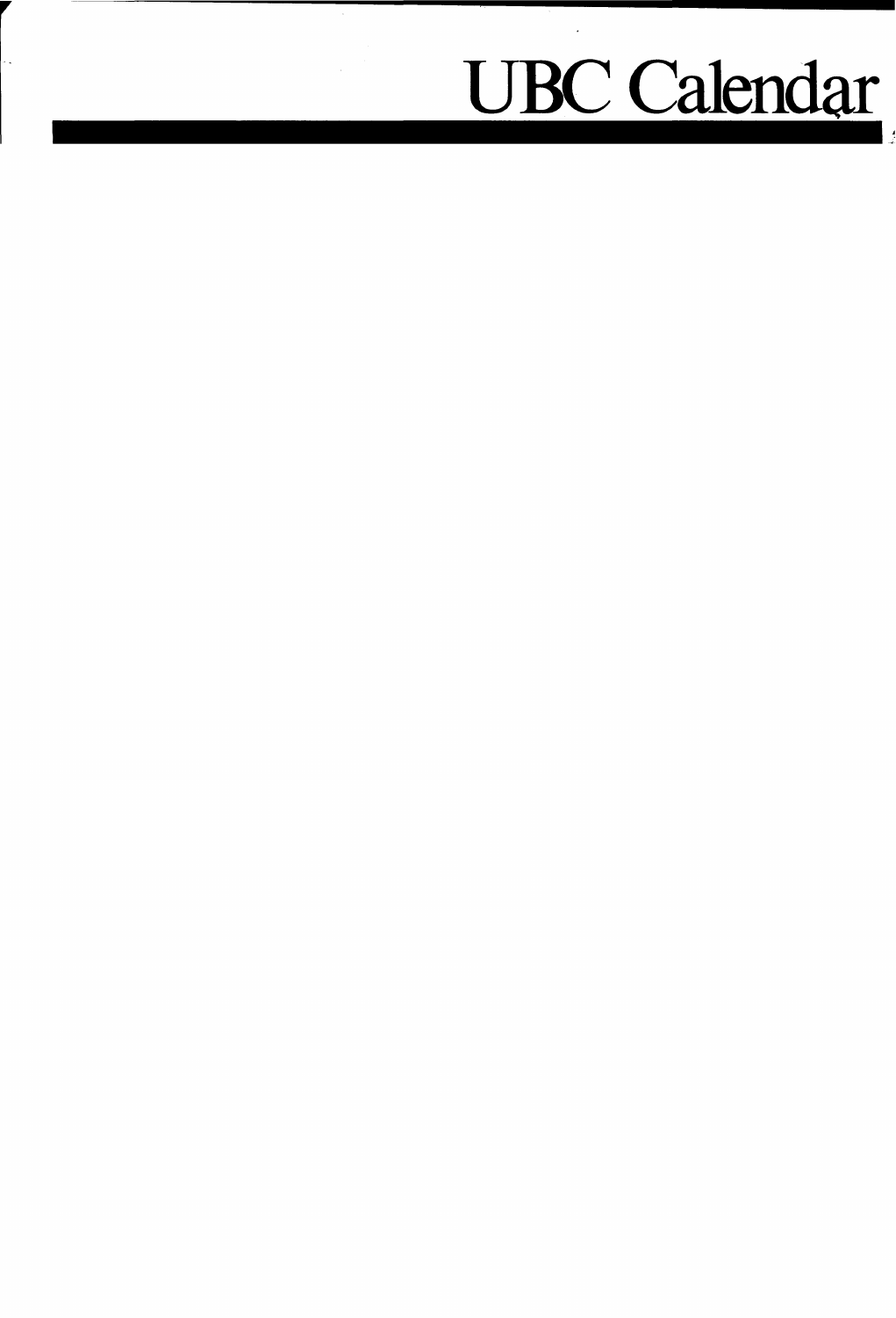# UBC Calendar